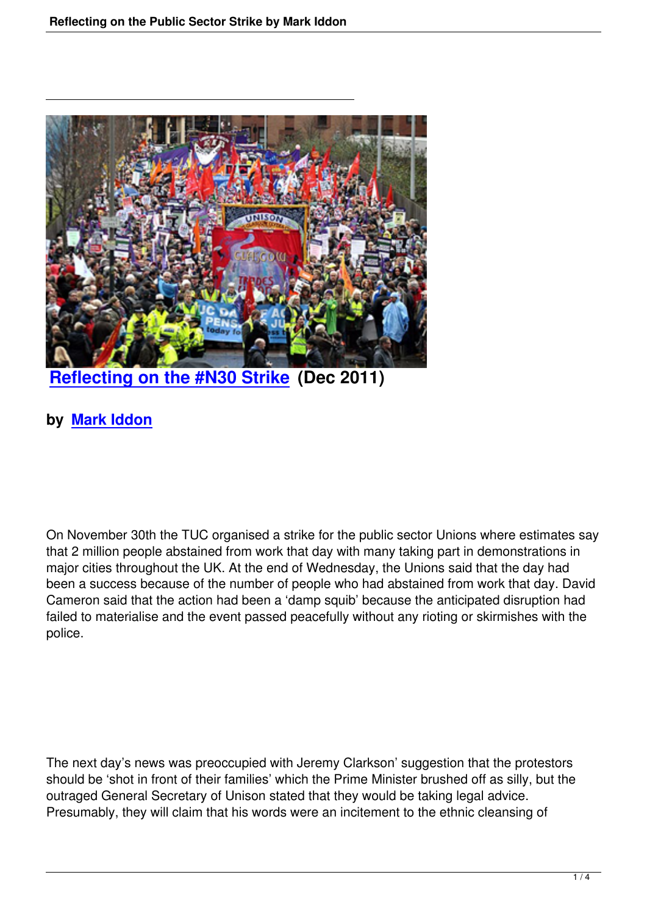# Reflecting on the #N30 Strike (Dec 2011)

**by Mark Iddon**

On November 30th the TUC organised a strike for the public sector Unions where estimates say that 2 million people abstained from work that day with many taking part in demonstrations in major cities throughout the UK. At the end of Wednesday, the Unions said that the day had been a success because of the number of people who had abstained from work that day. David Cameron said that the action had been a 'damp squib' because the anticipated disruption had failed to materialise and the event passed peacefully without any rioting or skirmishes with the police.

The next day's news was preoccupied with Jeremy Clarkson' suggestion that the protestors should be 'shot in front of their families' which the Prime Minister brushed off as silly, but the outraged General Secretary of Unison stated that they would be taking legal advice. Presumably, they will claim that his words were an incitement to the ethnic cleansing of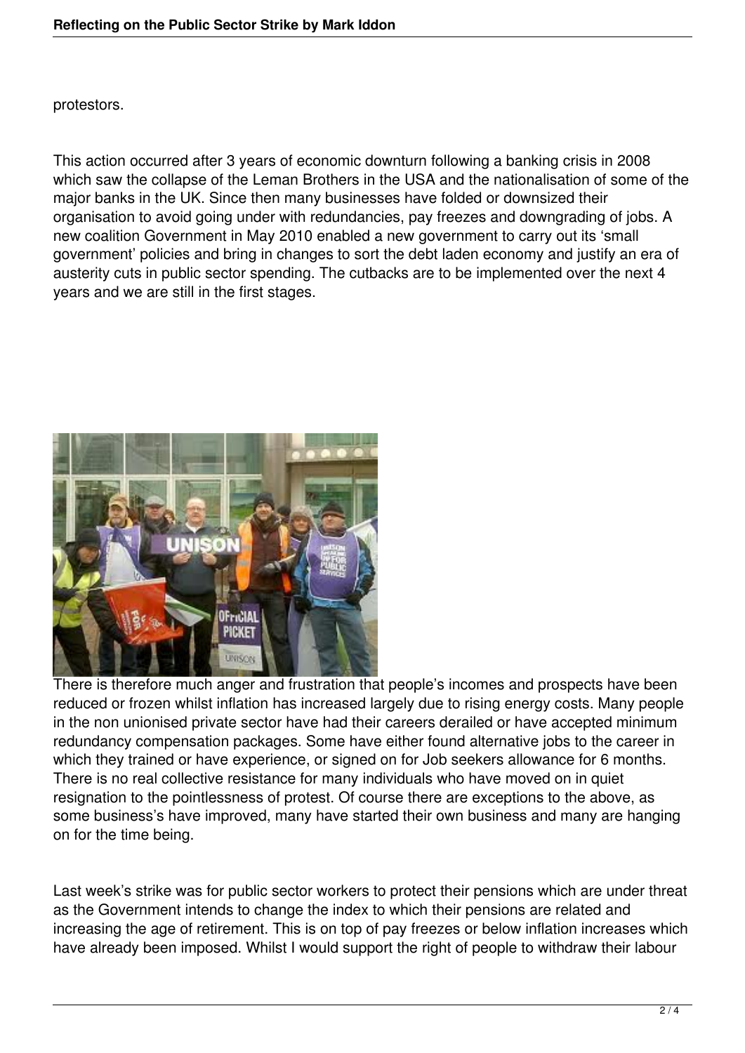protestors.

This action occurred after 3 years of economic downturn following a banking crisis in 2008 which saw the collapse of the Leman Brothers in the USA and the nationalisation of some of the major banks in the UK. Since then many businesses have folded or downsized their organisation to avoid going under with redundancies, pay freezes and downgrading of jobs. A new coalition Government in May 2010 enabled a new government to carry out its 'small government' policies and bring in changes to sort the debt laden economy and justify an era of austerity cuts in public sector spending. The cutbacks are to be implemented over the next 4 years and we are still in the first stages.

There is therefore much anger and frustration that people's incomes and prospects have been reduced or frozen whilst inflation has increased largely due to rising energy costs. Many people in the non unionised private sector have had their careers derailed or have accepted minimum redundancy compensation packages. Some have either found alternative jobs to the career in which they trained or have experience, or signed on for Job seekers allowance for 6 months. There is no real collective resistance for many individuals who have moved on in quiet resignation to the pointlessness of protest. Of course there are exceptions to the above, as some business's have improved, many have started their own business and many are hanging on for the time being.

Last week's strike was for public sector workers to protect their pensions which are under threat as the Government intends to change the index to which their pensions are related and increasing the age of retirement. This is on top of pay freezes or below inflation increases which have already been imposed. Whilst I would support the right of people to withdraw their labour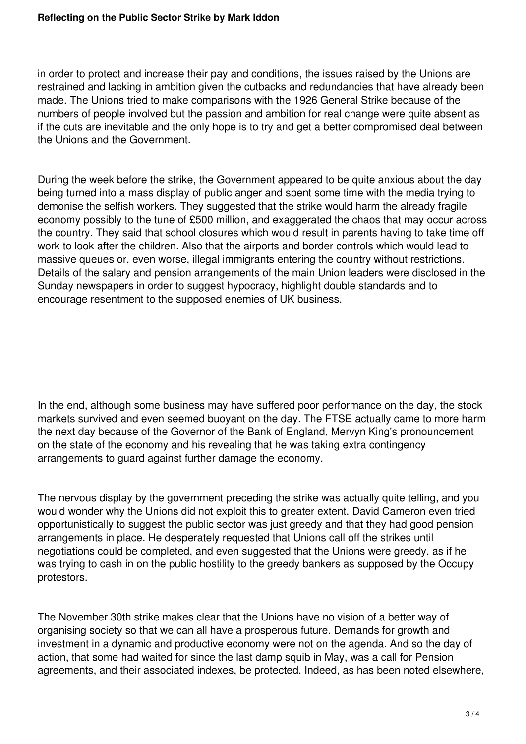in order to protect and increase their pay and conditions, the issues raised by the Unions are restrained and lacking in ambition given the cutbacks and redundancies that have already been made. The Unions tried to make comparisons with the 1926 General Strike because of the numbers of people involved but the passion and ambition for real change were quite absent as if the cuts are inevitable and the only hope is to try and get a better compromised deal between the Unions and the Government.

During the week before the strike, the Government appeared to be quite anxious about the day being turned into a mass display of public anger and spent some time with the media trying to demonise the selfish workers. They suggested that the strike would harm the already fragile economy possibly to the tune of £500 million, and exaggerated the chaos that may occur across the country. They said that school closures which would result in parents having to take time off work to look after the children. Also that the airports and border controls which would lead to massive queues or, even worse, illegal immigrants entering the country without restrictions. Details of the salary and pension arrangements of the main Union leaders were disclosed in the Sunday newspapers in order to suggest hypocracy, highlight double standards and to encourage resentment to the supposed enemies of UK business.

In the end, although some business may have suffered poor performance on the day, the stock markets survived and even seemed buoyant on the day. The FTSE actually came to more harm the next day because of the Governor of the Bank of England, Mervyn King's pronouncement on the state of the economy and his revealing that he was taking extra contingency arrangements to guard against further damage the economy.

The nervous display by the government preceding the strike was actually quite telling, and you would wonder why the Unions did not exploit this to greater extent. David Cameron even tried opportunistically to suggest the public sector was just greedy and that they had good pension arrangements in place. He desperately requested that Unions call off the strikes until negotiations could be completed, and even suggested that the Unions were greedy, as if he was trying to cash in on the public hostility to the greedy bankers as supposed by the Occupy protestors.

The November 30th strike makes clear that the Unions have no vision of a better way of organising society so that we can all have a prosperous future. Demands for growth and investment in a dynamic and productive economy were not on the agenda. And so the day of action, that some had waited for since the last damp squib in May, was a call for Pension agreements, and their associated indexes, be protected. Indeed, as has been noted elsewhere,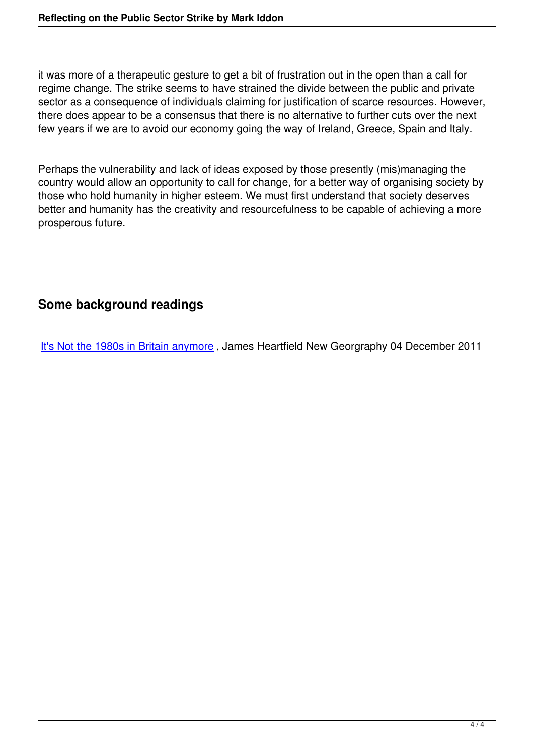it was more of a therapeutic gesture to get a bit of frustration out in the open than a call for regime change. The strike seems to have strained the divide between the public and private sector as a consequence of individuals claiming for justification of scarce resources. However, there does appear to be a consensus that there is no alternative to further cuts over the next few years if we are to avoid our economy going the way of Ireland, Greece, Spain and Italy.

Perhaps the vulnerability and lack of ideas exposed by those presently (mis)managing the country would allow an opportunity to call for change, for a better way of organising society by those who hold humanity in higher esteem. We must first understand that society deserves better and humanity has the creativity and resourcefulness to be capable of achieving a more prosperous future.

## Some background readings

It's Not the 1980s in Britain anymore , James Heartfield New Georgraphy 04 December 2011